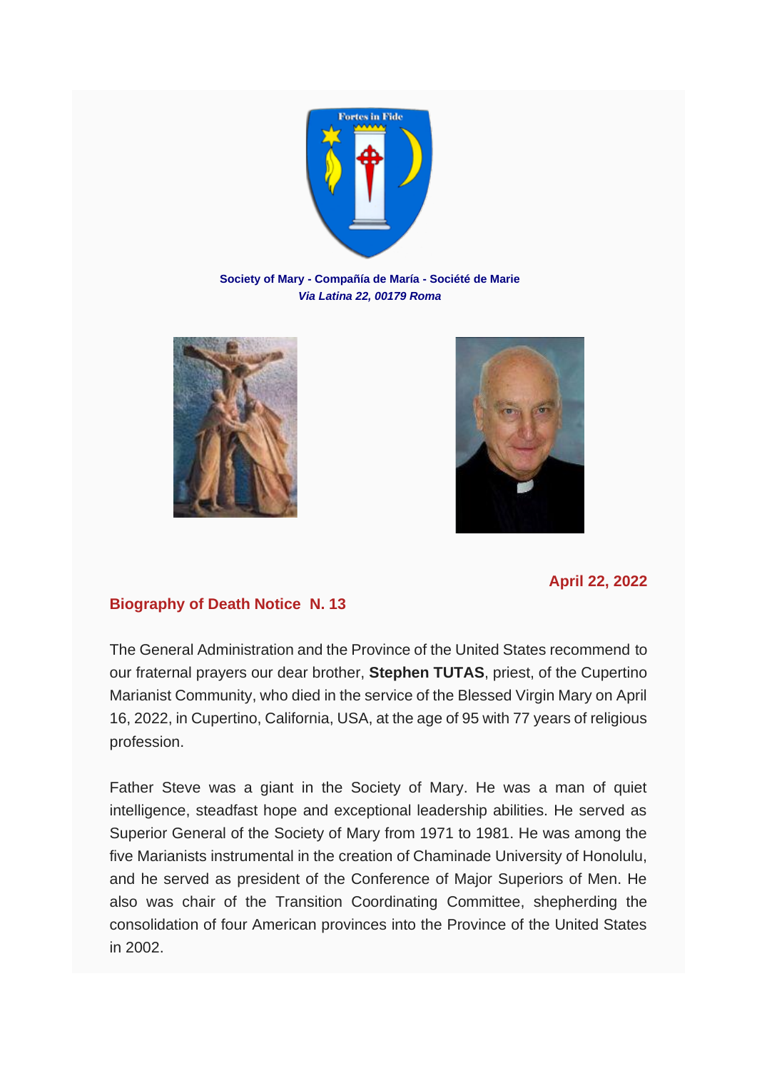Fortes in Fide

**Society of Mary - Compañía de María - Société de Marie**
***Via Latina 22, 00179 Roma***

**April 22, 2022**

**Biography of Death Notice N. 13**

The General Administration and the Province of the United States recommend to our fraternal prayers our dear brother, **Stephen TUTAS**, priest, of the Cupertino Marianist Community, who died in the service of the Blessed Virgin Mary on April 16, 2022, in Cupertino, California, USA, at the age of 95 with 77 years of religious profession.

Father Steve was a giant in the Society of Mary. He was a man of quiet intelligence, steadfast hope and exceptional leadership abilities. He served as Superior General of the Society of Mary from 1971 to 1981. He was among the five Marianists instrumental in the creation of Chaminade University of Honolulu, and he served as president of the Conference of Major Superiors of Men. He also was chair of the Transition Coordinating Committee, shepherding the consolidation of four American provinces into the Province of the United States in 2002.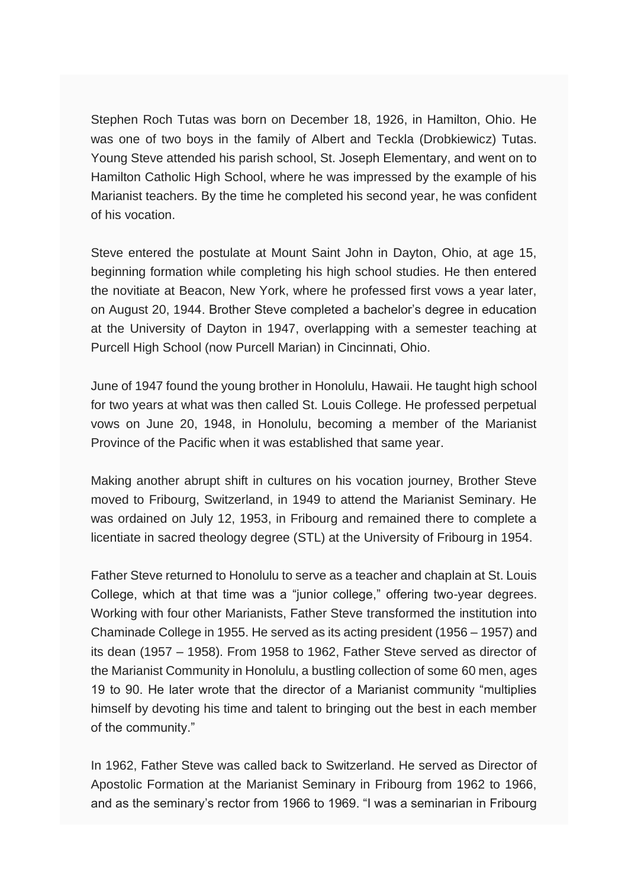Stephen Roch Tutas was born on December 18, 1926, in Hamilton, Ohio. He was one of two boys in the family of Albert and Teckla (Drobkiewicz) Tutas. Young Steve attended his parish school, St. Joseph Elementary, and went on to Hamilton Catholic High School, where he was impressed by the example of his Marianist teachers. By the time he completed his second year, he was confident of his vocation.

Steve entered the postulate at Mount Saint John in Dayton, Ohio, at age 15, beginning formation while completing his high school studies. He then entered the novitiate at Beacon, New York, where he professed first vows a year later, on August 20, 1944. Brother Steve completed a bachelor's degree in education at the University of Dayton in 1947, overlapping with a semester teaching at Purcell High School (now Purcell Marian) in Cincinnati, Ohio.

June of 1947 found the young brother in Honolulu, Hawaii. He taught high school for two years at what was then called St. Louis College. He professed perpetual vows on June 20, 1948, in Honolulu, becoming a member of the Marianist Province of the Pacific when it was established that same year.

Making another abrupt shift in cultures on his vocation journey, Brother Steve moved to Fribourg, Switzerland, in 1949 to attend the Marianist Seminary. He was ordained on July 12, 1953, in Fribourg and remained there to complete a licentiate in sacred theology degree (STL) at the University of Fribourg in 1954.

Father Steve returned to Honolulu to serve as a teacher and chaplain at St. Louis College, which at that time was a "junior college," offering two-year degrees. Working with four other Marianists, Father Steve transformed the institution into Chaminade College in 1955. He served as its acting president (1956 – 1957) and its dean (1957 – 1958). From 1958 to 1962, Father Steve served as director of the Marianist Community in Honolulu, a bustling collection of some 60 men, ages 19 to 90. He later wrote that the director of a Marianist community "multiplies himself by devoting his time and talent to bringing out the best in each member of the community."

In 1962, Father Steve was called back to Switzerland. He served as Director of Apostolic Formation at the Marianist Seminary in Fribourg from 1962 to 1966, and as the seminary's rector from 1966 to 1969. "I was a seminarian in Fribourg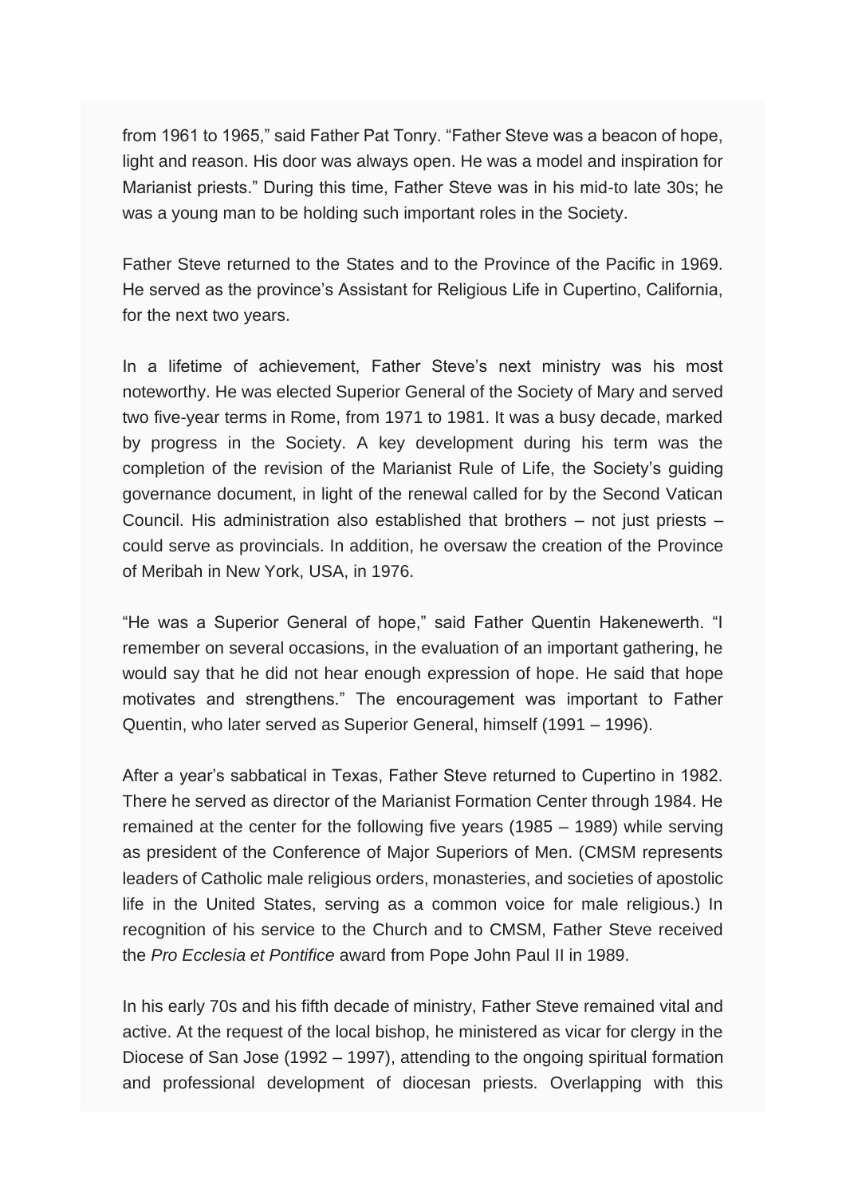from 1961 to 1965," said Father Pat Tonry. "Father Steve was a beacon of hope, light and reason. His door was always open. He was a model and inspiration for Marianist priests." During this time, Father Steve was in his mid-to late 30s; he was a young man to be holding such important roles in the Society.

Father Steve returned to the States and to the Province of the Pacific in 1969. He served as the province's Assistant for Religious Life in Cupertino, California, for the next two years.

In a lifetime of achievement, Father Steve's next ministry was his most noteworthy. He was elected Superior General of the Society of Mary and served two five-year terms in Rome, from 1971 to 1981. It was a busy decade, marked by progress in the Society. A key development during his term was the completion of the revision of the Marianist Rule of Life, the Society's guiding governance document, in light of the renewal called for by the Second Vatican Council. His administration also established that brothers – not just priests – could serve as provincials. In addition, he oversaw the creation of the Province of Meribah in New York, USA, in 1976.

"He was a Superior General of hope," said Father Quentin Hakenewerth. "I remember on several occasions, in the evaluation of an important gathering, he would say that he did not hear enough expression of hope. He said that hope motivates and strengthens." The encouragement was important to Father Quentin, who later served as Superior General, himself (1991 – 1996).

After a year's sabbatical in Texas, Father Steve returned to Cupertino in 1982. There he served as director of the Marianist Formation Center through 1984. He remained at the center for the following five years (1985 – 1989) while serving as president of the Conference of Major Superiors of Men. (CMSM represents leaders of Catholic male religious orders, monasteries, and societies of apostolic life in the United States, serving as a common voice for male religious.) In recognition of his service to the Church and to CMSM, Father Steve received the *Pro Ecclesia et Pontifice* award from Pope John Paul II in 1989.

In his early 70s and his fifth decade of ministry, Father Steve remained vital and active. At the request of the local bishop, he ministered as vicar for clergy in the Diocese of San Jose (1992 – 1997), attending to the ongoing spiritual formation and professional development of diocesan priests. Overlapping with this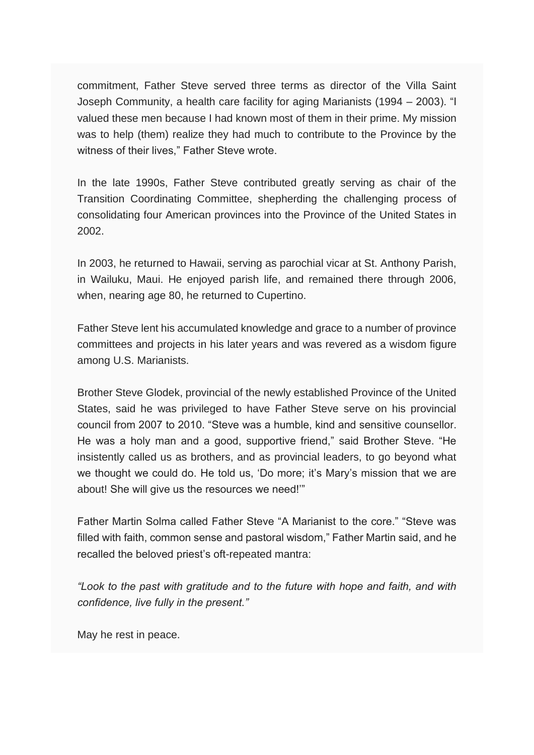commitment, Father Steve served three terms as director of the Villa Saint Joseph Community, a health care facility for aging Marianists (1994 – 2003). "I valued these men because I had known most of them in their prime. My mission was to help (them) realize they had much to contribute to the Province by the witness of their lives," Father Steve wrote.

In the late 1990s, Father Steve contributed greatly serving as chair of the Transition Coordinating Committee, shepherding the challenging process of consolidating four American provinces into the Province of the United States in 2002.

In 2003, he returned to Hawaii, serving as parochial vicar at St. Anthony Parish, in Wailuku, Maui. He enjoyed parish life, and remained there through 2006, when, nearing age 80, he returned to Cupertino.

Father Steve lent his accumulated knowledge and grace to a number of province committees and projects in his later years and was revered as a wisdom figure among U.S. Marianists.

Brother Steve Glodek, provincial of the newly established Province of the United States, said he was privileged to have Father Steve serve on his provincial council from 2007 to 2010. "Steve was a humble, kind and sensitive counsellor. He was a holy man and a good, supportive friend," said Brother Steve. "He insistently called us as brothers, and as provincial leaders, to go beyond what we thought we could do. He told us, 'Do more; it's Mary's mission that we are about! She will give us the resources we need!'"

Father Martin Solma called Father Steve "A Marianist to the core." "Steve was filled with faith, common sense and pastoral wisdom," Father Martin said, and he recalled the beloved priest's oft-repeated mantra:

*"Look to the past with gratitude and to the future with hope and faith, and with confidence, live fully in the present."*

May he rest in peace.